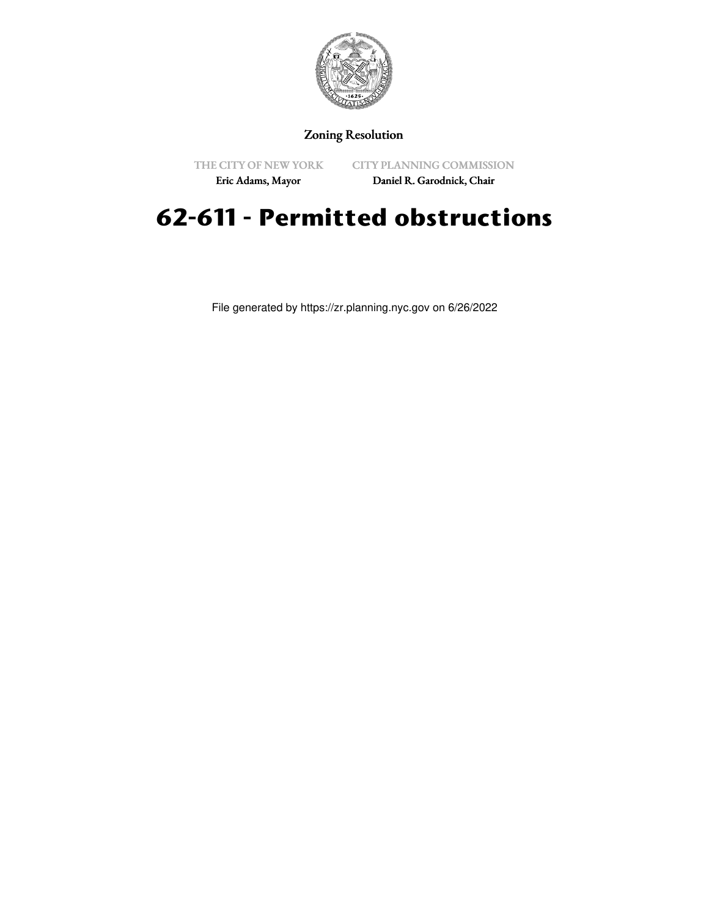Zoning Resolution

THE CITY OF NEW YORK
Eric Adams, Mayor

CITY PLANNING COMMISSION
Daniel R. Garodnick, Chair

# 62-611 - Permitted obstructions

File generated by https://zr.planning.nyc.gov on 6/26/2022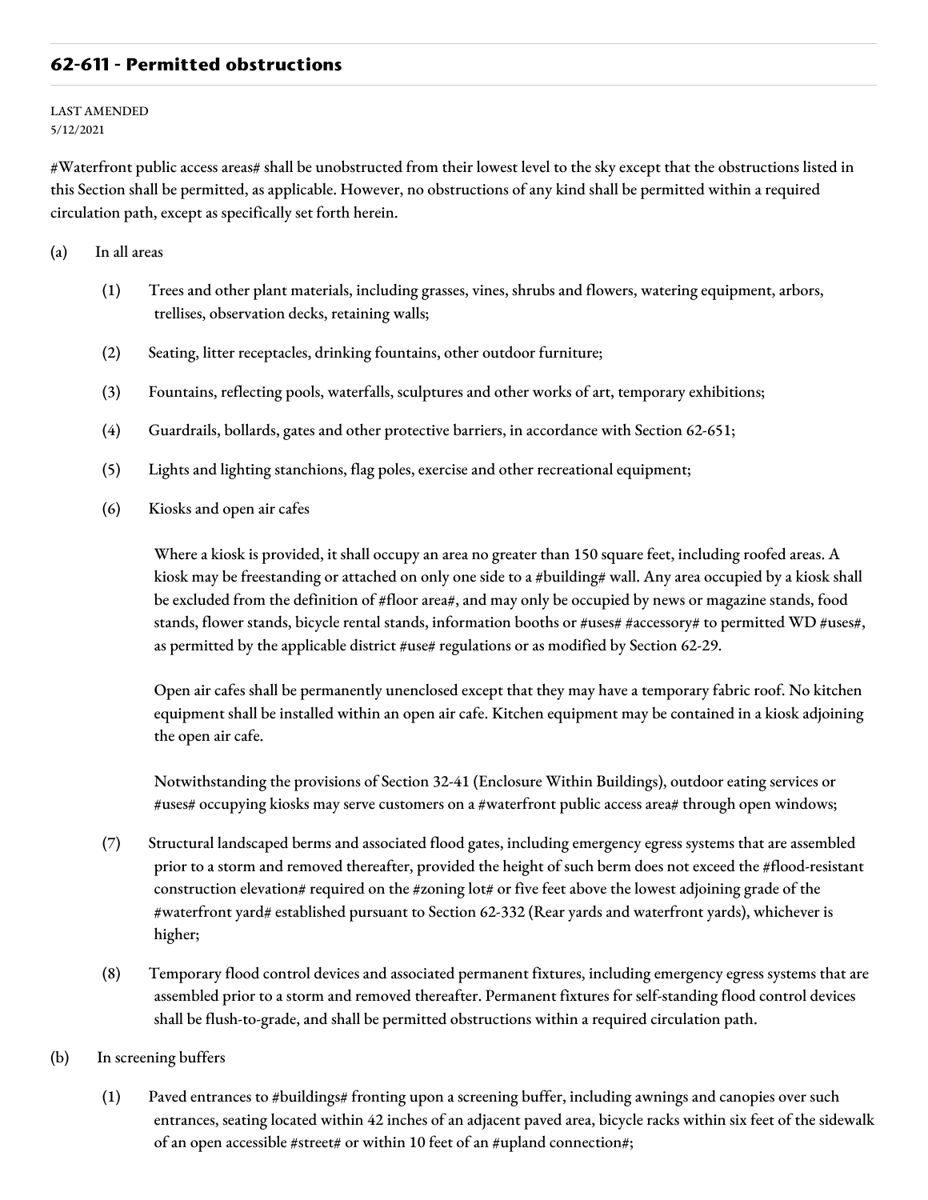## 62-611 - Permitted obstructions

LAST AMENDED
5/12/2021

#Waterfront public access areas# shall be unobstructed from their lowest level to the sky except that the obstructions listed in this Section shall be permitted, as applicable. However, no obstructions of any kind shall be permitted within a required circulation path, except as specifically set forth herein.

(a) In all areas

(1) Trees and other plant materials, including grasses, vines, shrubs and flowers, watering equipment, arbors, trellises, observation decks, retaining walls;

(2) Seating, litter receptacles, drinking fountains, other outdoor furniture;

(3) Fountains, reflecting pools, waterfalls, sculptures and other works of art, temporary exhibitions;

(4) Guardrails, bollards, gates and other protective barriers, in accordance with Section 62-651;

(5) Lights and lighting stanchions, flag poles, exercise and other recreational equipment;

(6) Kiosks and open air cafes

Where a kiosk is provided, it shall occupy an area no greater than 150 square feet, including roofed areas. A kiosk may be freestanding or attached on only one side to a #building# wall. Any area occupied by a kiosk shall be excluded from the definition of #floor area#, and may only be occupied by news or magazine stands, food stands, flower stands, bicycle rental stands, information booths or #uses# #accessory# to permitted WD #uses#, as permitted by the applicable district #use# regulations or as modified by Section 62-29.

Open air cafes shall be permanently unenclosed except that they may have a temporary fabric roof. No kitchen equipment shall be installed within an open air cafe. Kitchen equipment may be contained in a kiosk adjoining the open air cafe.

Notwithstanding the provisions of Section 32-41 (Enclosure Within Buildings), outdoor eating services or #uses# occupying kiosks may serve customers on a #waterfront public access area# through open windows;

(7) Structural landscaped berms and associated flood gates, including emergency egress systems that are assembled prior to a storm and removed thereafter, provided the height of such berm does not exceed the #flood-resistant construction elevation# required on the #zoning lot# or five feet above the lowest adjoining grade of the #waterfront yard# established pursuant to Section 62-332 (Rear yards and waterfront yards), whichever is higher;

(8) Temporary flood control devices and associated permanent fixtures, including emergency egress systems that are assembled prior to a storm and removed thereafter. Permanent fixtures for self-standing flood control devices shall be flush-to-grade, and shall be permitted obstructions within a required circulation path.

(b) In screening buffers

(1) Paved entrances to #buildings# fronting upon a screening buffer, including awnings and canopies over such entrances, seating located within 42 inches of an adjacent paved area, bicycle racks within six feet of the sidewalk of an open accessible #street# or within 10 feet of an #upland connection#;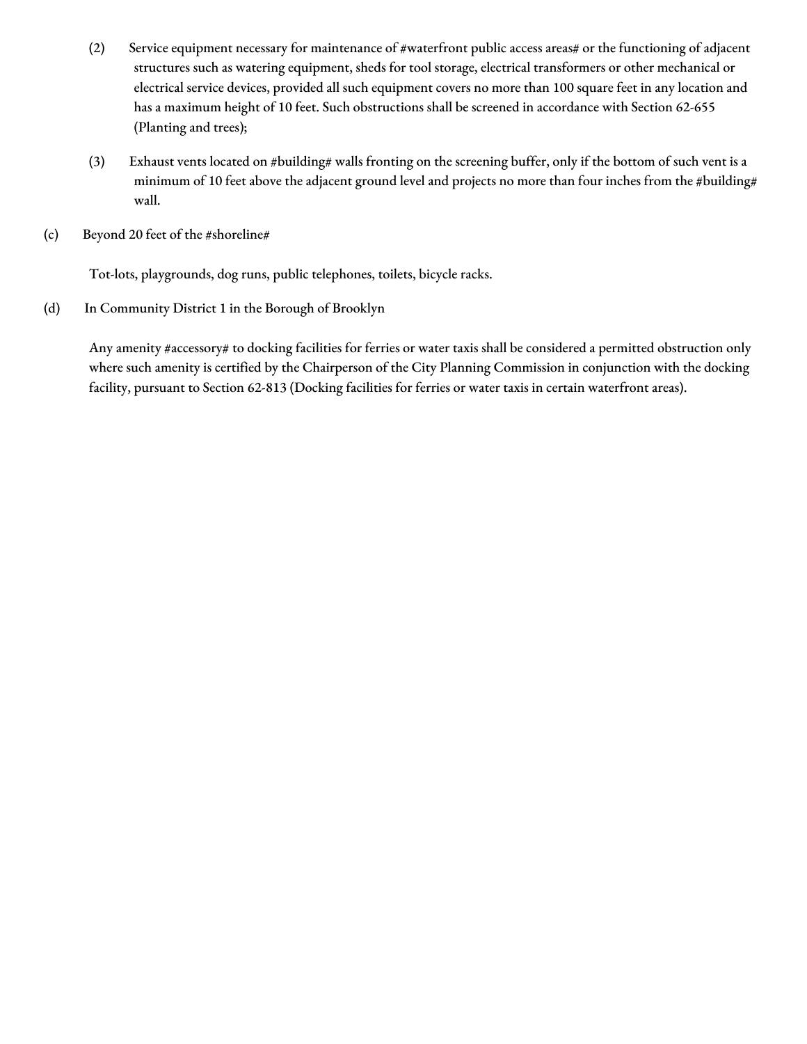(2) Service equipment necessary for maintenance of #waterfront public access areas# or the functioning of adjacent structures such as watering equipment, sheds for tool storage, electrical transformers or other mechanical or electrical service devices, provided all such equipment covers no more than 100 square feet in any location and has a maximum height of 10 feet. Such obstructions shall be screened in accordance with Section 62-655 (Planting and trees);

(3) Exhaust vents located on #building# walls fronting on the screening buffer, only if the bottom of such vent is a minimum of 10 feet above the adjacent ground level and projects no more than four inches from the #building# wall.

(c) Beyond 20 feet of the #shoreline#

Tot-lots, playgrounds, dog runs, public telephones, toilets, bicycle racks.

(d) In Community District 1 in the Borough of Brooklyn

Any amenity #accessory# to docking facilities for ferries or water taxis shall be considered a permitted obstruction only where such amenity is certified by the Chairperson of the City Planning Commission in conjunction with the docking facility, pursuant to Section 62-813 (Docking facilities for ferries or water taxis in certain waterfront areas).